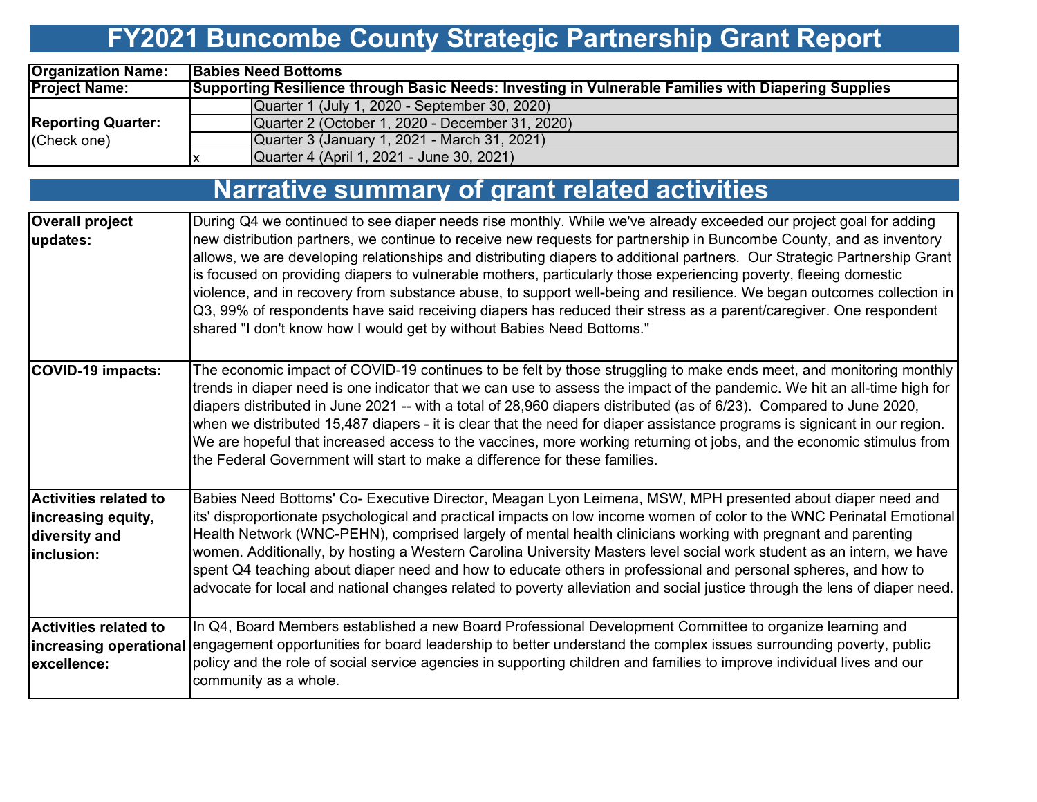# FY2021 Buncombe County Strategic Partnership Grant Report

| | | |
|---|---|---|
| **Organization Name:** | **Babies Need Bottoms** | |
| **Project Name:** | **Supporting Resilience through Basic Needs: Investing in Vulnerable Families with Diapering Supplies** | |
| **Reporting Quarter:** (Check one) | | Quarter 1 (July 1, 2020 - September 30, 2020) |
| | | Quarter 2 (October 1, 2020 - December 31, 2020) |
| | | Quarter 3 (January 1, 2021 - March 31, 2021) |
| | x | Quarter 4 (April 1, 2021 - June 30, 2021) |

# Narrative summary of grant related activities

| | |
|---|---|
| **Overall project updates:** | During Q4 we continued to see diaper needs rise monthly. While we've already exceeded our project goal for adding new distribution partners, we continue to receive new requests for partnership in Buncombe County, and as inventory allows, we are developing relationships and distributing diapers to additional partners. Our Strategic Partnership Grant is focused on providing diapers to vulnerable mothers, particularly those experiencing poverty, fleeing domestic violence, and in recovery from substance abuse, to support well-being and resilience. We began outcomes collection in Q3, 99% of respondents have said receiving diapers has reduced their stress as a parent/caregiver. One respondent shared "I don't know how I would get by without Babies Need Bottoms." |
| **COVID-19 impacts:** | The economic impact of COVID-19 continues to be felt by those struggling to make ends meet, and monitoring monthly trends in diaper need is one indicator that we can use to assess the impact of the pandemic. We hit an all-time high for diapers distributed in June 2021 -- with a total of 28,960 diapers distributed (as of 6/23). Compared to June 2020, when we distributed 15,487 diapers - it is clear that the need for diaper assistance programs is signicant in our region. We are hopeful that increased access to the vaccines, more working returning ot jobs, and the economic stimulus from the Federal Government will start to make a difference for these families. |
| **Activities related to increasing equity, diversity and inclusion:** | Babies Need Bottoms' Co- Executive Director, Meagan Lyon Leimena, MSW, MPH presented about diaper need and its' disproportionate psychological and practical impacts on low income women of color to the WNC Perinatal Emotional Health Network (WNC-PEHN), comprised largely of mental health clinicians working with pregnant and parenting women. Additionally, by hosting a Western Carolina University Masters level social work student as an intern, we have spent Q4 teaching about diaper need and how to educate others in professional and personal spheres, and how to advocate for local and national changes related to poverty alleviation and social justice through the lens of diaper need. |
| **Activities related to increasing operational excellence:** | In Q4, Board Members established a new Board Professional Development Committee to organize learning and engagement opportunities for board leadership to better understand the complex issues surrounding poverty, public policy and the role of social service agencies in supporting children and families to improve individual lives and our community as a whole. |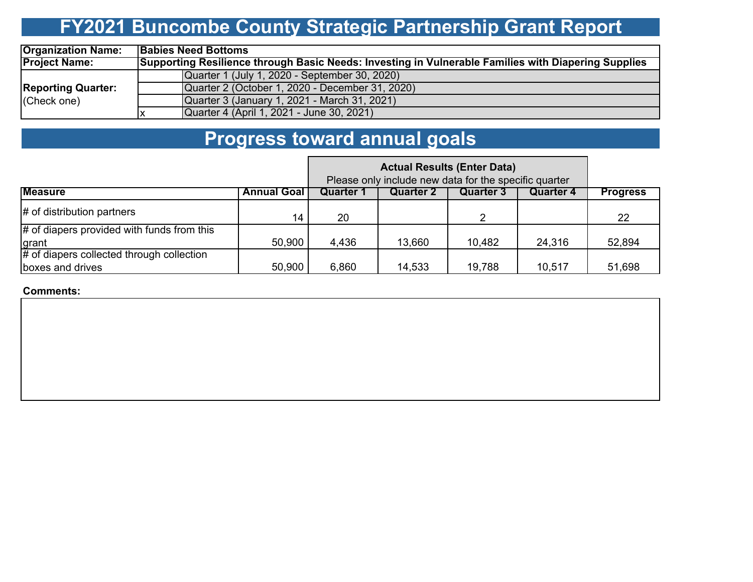# FY2021 Buncombe County Strategic Partnership Grant Report

| | | |
|---|---|---|
| **Organization Name:** | **Babies Need Bottoms** | |
| **Project Name:** | **Supporting Resilience through Basic Needs: Investing in Vulnerable Families with Diapering Supplies** | |
| **Reporting Quarter:** (Check one) | | Quarter 1 (July 1, 2020 - September 30, 2020) |
| | | Quarter 2 (October 1, 2020 - December 31, 2020) |
| | | Quarter 3 (January 1, 2021 - March 31, 2021) |
| | x | Quarter 4 (April 1, 2021 - June 30, 2021) |

# Progress toward annual goals

| | | **Actual Results (Enter Data)** Please only include new data for the specific quarter | | | | |
|---|---|---|---|---|---|---|
| **Measure** | **Annual Goal** | **Quarter 1** | **Quarter 2** | **Quarter 3** | **Quarter 4** | **Progress** |
| # of distribution partners | 14 | 20 | | 2 | | 22 |
| # of diapers provided with funds from this grant | 50,900 | 4,436 | 13,660 | 10,482 | 24,316 | 52,894 |
| # of diapers collected through collection boxes and drives | 50,900 | 6,860 | 14,533 | 19,788 | 10,517 | 51,698 |

**Comments:**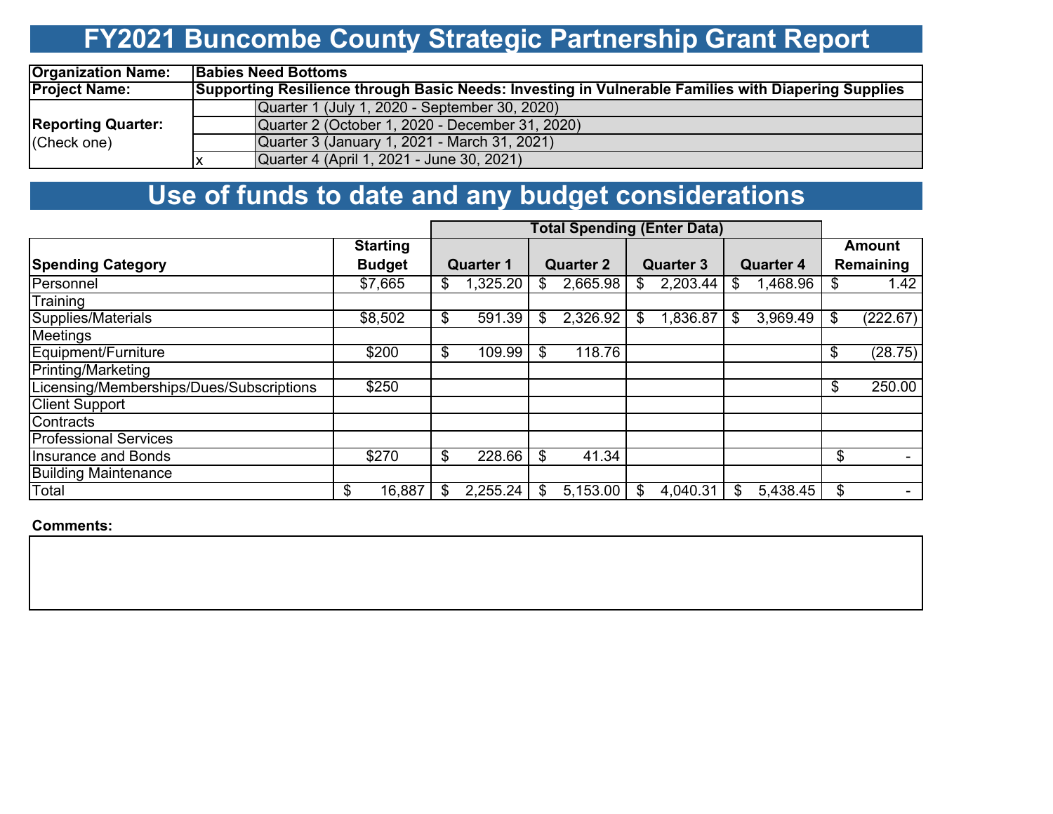# FY2021 Buncombe County Strategic Partnership Grant Report

| | | |
|---|---|---|
| **Organization Name:** | **Babies Need Bottoms** | |
| **Project Name:** | **Supporting Resilience through Basic Needs: Investing in Vulnerable Families with Diapering Supplies** | |
| **Reporting Quarter:** (Check one) | | Quarter 1 (July 1, 2020 - September 30, 2020) |
| | | Quarter 2 (October 1, 2020 - December 31, 2020) |
| | | Quarter 3 (January 1, 2021 - March 31, 2021) |
| | x | Quarter 4 (April 1, 2021 - June 30, 2021) |

# Use of funds to date and any budget considerations

| | | Total Spending (Enter Data) | | | | |
|---|---|---|---|---|---|---|
| **Spending Category** | **Starting Budget** | **Quarter 1** | **Quarter 2** | **Quarter 3** | **Quarter 4** | **Amount Remaining** |
| Personnel | $7,665 | $ 1,325.20 | $ 2,665.98 | $ 2,203.44 | $ 1,468.96 | $ 1.42 |
| Training | | | | | | |
| Supplies/Materials | $8,502 | $ 591.39 | $ 2,326.92 | $ 1,836.87 | $ 3,969.49 | $ (222.67) |
| Meetings | | | | | | |
| Equipment/Furniture | $200 | $ 109.99 | $ 118.76 | | | $ (28.75) |
| Printing/Marketing | | | | | | |
| Licensing/Memberships/Dues/Subscriptions | $250 | | | | | $ 250.00 |
| Client Support | | | | | | |
| Contracts | | | | | | |
| Professional Services | | | | | | |
| Insurance and Bonds | $270 | $ 228.66 | $ 41.34 | | | $ - |
| Building Maintenance | | | | | | |
| Total | $ 16,887 | $ 2,255.24 | $ 5,153.00 | $ 4,040.31 | $ 5,438.45 | $ - |

**Comments:**